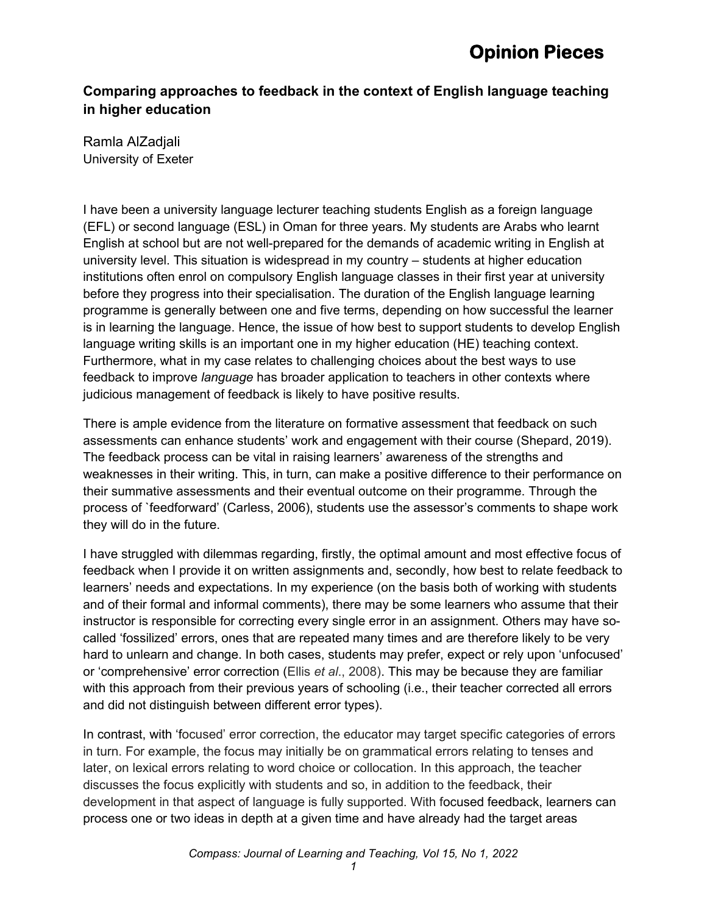# Comparing approaches to feedback in the context of English language teaching in higher education

Ramla AlZadjali
University of Exeter

I have been a university language lecturer teaching students English as a foreign language (EFL) or second language (ESL) in Oman for three years. My students are Arabs who learnt English at school but are not well-prepared for the demands of academic writing in English at university level. This situation is widespread in my country – students at higher education institutions often enrol on compulsory English language classes in their first year at university before they progress into their specialisation. The duration of the English language learning programme is generally between one and five terms, depending on how successful the learner is in learning the language. Hence, the issue of how best to support students to develop English language writing skills is an important one in my higher education (HE) teaching context. Furthermore, what in my case relates to challenging choices about the best ways to use feedback to improve *language* has broader application to teachers in other contexts where judicious management of feedback is likely to have positive results.

There is ample evidence from the literature on formative assessment that feedback on such assessments can enhance students' work and engagement with their course (Shepard, 2019). The feedback process can be vital in raising learners' awareness of the strengths and weaknesses in their writing. This, in turn, can make a positive difference to their performance on their summative assessments and their eventual outcome on their programme. Through the process of `feedforward' (Carless, 2006), students use the assessor's comments to shape work they will do in the future.

I have struggled with dilemmas regarding, firstly, the optimal amount and most effective focus of feedback when I provide it on written assignments and, secondly, how best to relate feedback to learners' needs and expectations. In my experience (on the basis both of working with students and of their formal and informal comments), there may be some learners who assume that their instructor is responsible for correcting every single error in an assignment. Others may have so-called 'fossilized' errors, ones that are repeated many times and are therefore likely to be very hard to unlearn and change. In both cases, students may prefer, expect or rely upon 'unfocused' or 'comprehensive' error correction (Ellis *et al*., 2008). This may be because they are familiar with this approach from their previous years of schooling (i.e., their teacher corrected all errors and did not distinguish between different error types).

In contrast, with 'focused' error correction, the educator may target specific categories of errors in turn. For example, the focus may initially be on grammatical errors relating to tenses and later, on lexical errors relating to word choice or collocation. In this approach, the teacher discusses the focus explicitly with students and so, in addition to the feedback, their development in that aspect of language is fully supported. With focused feedback, learners can process one or two ideas in depth at a given time and have already had the target areas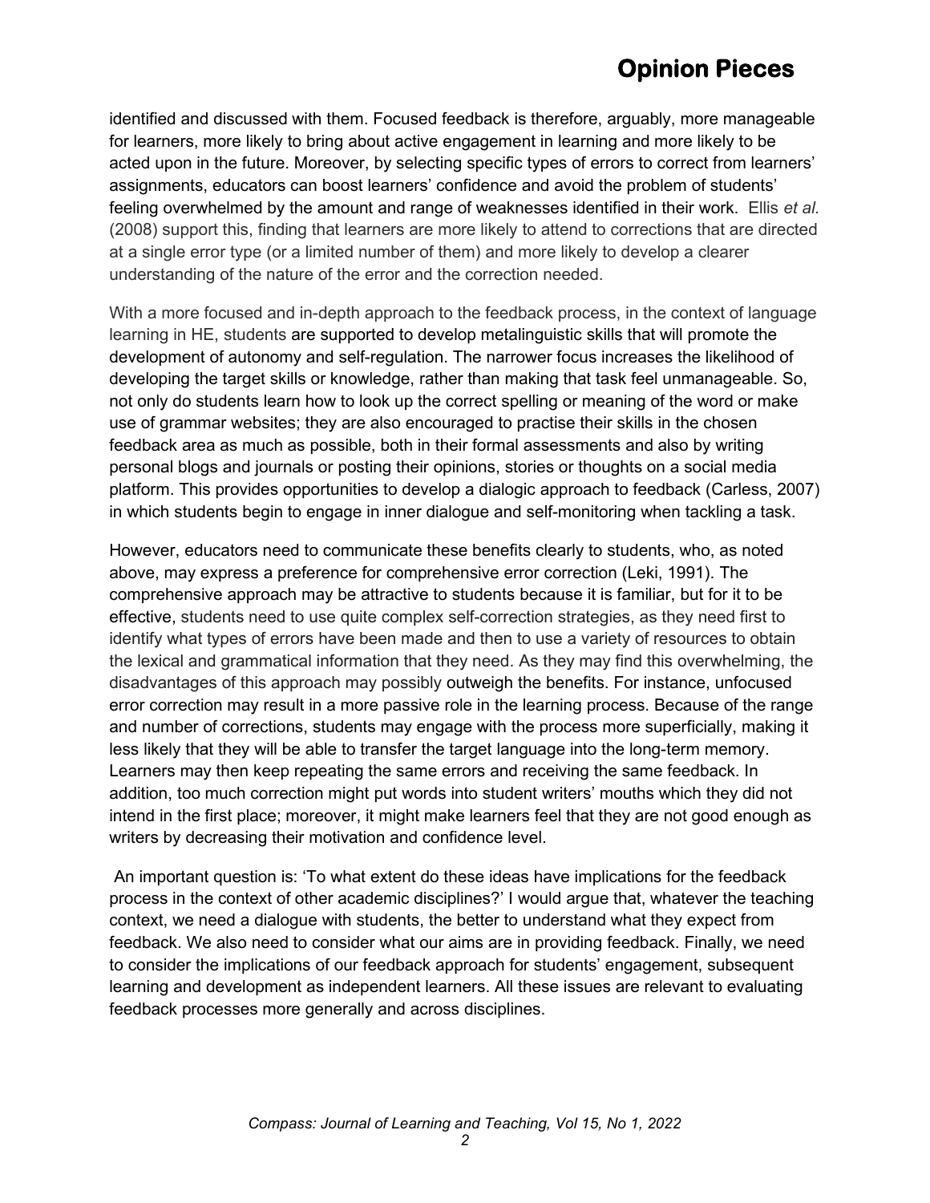identified and discussed with them. Focused feedback is therefore, arguably, more manageable for learners, more likely to bring about active engagement in learning and more likely to be acted upon in the future. Moreover, by selecting specific types of errors to correct from learners' assignments, educators can boost learners' confidence and avoid the problem of students' feeling overwhelmed by the amount and range of weaknesses identified in their work. Ellis *et al.* (2008) support this, finding that learners are more likely to attend to corrections that are directed at a single error type (or a limited number of them) and more likely to develop a clearer understanding of the nature of the error and the correction needed.

With a more focused and in-depth approach to the feedback process, in the context of language learning in HE, students are supported to develop metalinguistic skills that will promote the development of autonomy and self-regulation. The narrower focus increases the likelihood of developing the target skills or knowledge, rather than making that task feel unmanageable. So, not only do students learn how to look up the correct spelling or meaning of the word or make use of grammar websites; they are also encouraged to practise their skills in the chosen feedback area as much as possible, both in their formal assessments and also by writing personal blogs and journals or posting their opinions, stories or thoughts on a social media platform. This provides opportunities to develop a dialogic approach to feedback (Carless, 2007) in which students begin to engage in inner dialogue and self-monitoring when tackling a task.

However, educators need to communicate these benefits clearly to students, who, as noted above, may express a preference for comprehensive error correction (Leki, 1991). The comprehensive approach may be attractive to students because it is familiar, but for it to be effective, students need to use quite complex self-correction strategies, as they need first to identify what types of errors have been made and then to use a variety of resources to obtain the lexical and grammatical information that they need. As they may find this overwhelming, the disadvantages of this approach may possibly outweigh the benefits. For instance, unfocused error correction may result in a more passive role in the learning process. Because of the range and number of corrections, students may engage with the process more superficially, making it less likely that they will be able to transfer the target language into the long-term memory. Learners may then keep repeating the same errors and receiving the same feedback. In addition, too much correction might put words into student writers' mouths which they did not intend in the first place; moreover, it might make learners feel that they are not good enough as writers by decreasing their motivation and confidence level.

An important question is: 'To what extent do these ideas have implications for the feedback process in the context of other academic disciplines?' I would argue that, whatever the teaching context, we need a dialogue with students, the better to understand what they expect from feedback. We also need to consider what our aims are in providing feedback. Finally, we need to consider the implications of our feedback approach for students' engagement, subsequent learning and development as independent learners. All these issues are relevant to evaluating feedback processes more generally and across disciplines.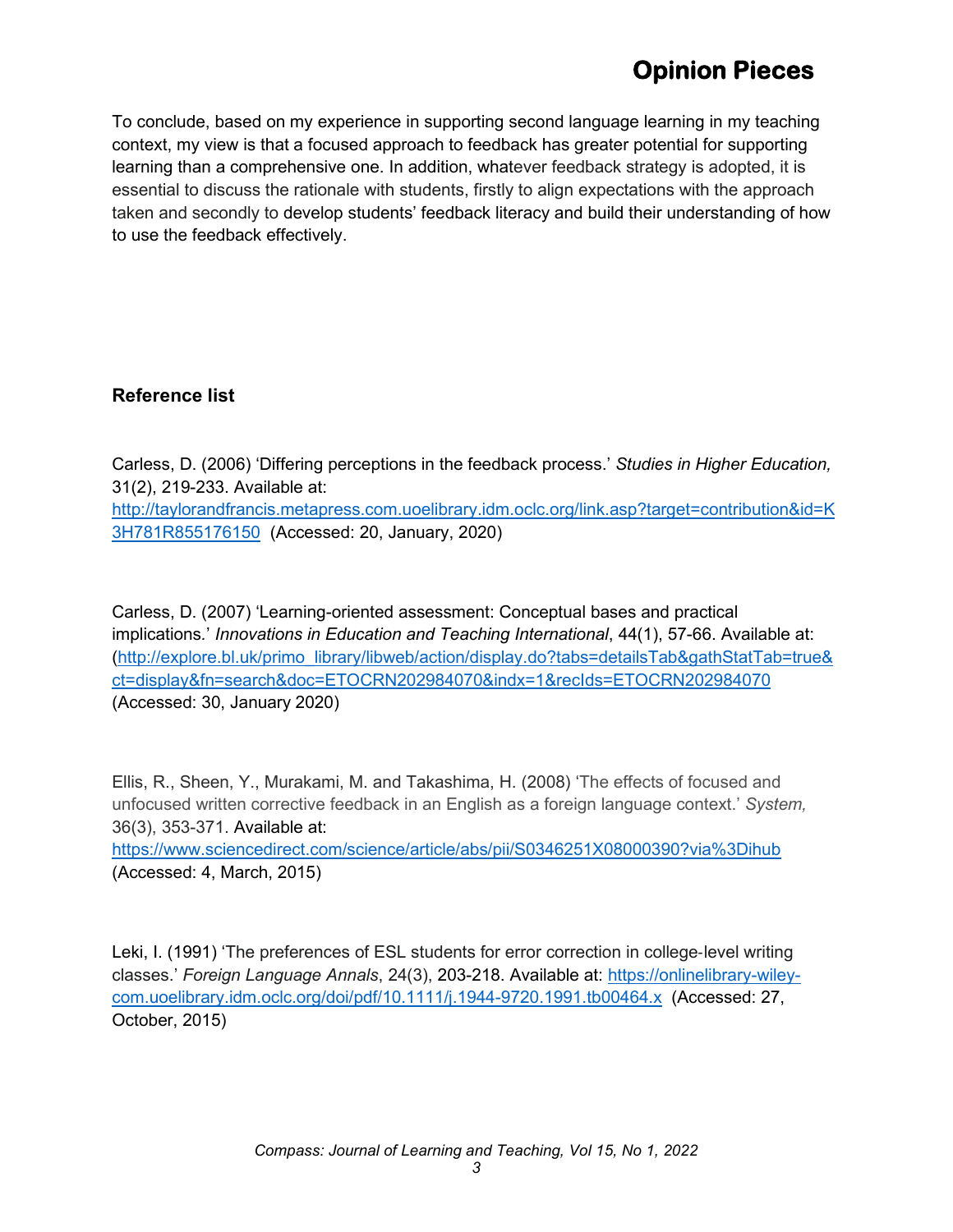To conclude, based on my experience in supporting second language learning in my teaching context, my view is that a focused approach to feedback has greater potential for supporting learning than a comprehensive one. In addition, whatever feedback strategy is adopted, it is essential to discuss the rationale with students, firstly to align expectations with the approach taken and secondly to develop students' feedback literacy and build their understanding of how to use the feedback effectively.

**Reference list**

Carless, D. (2006) 'Differing perceptions in the feedback process.' *Studies in Higher Education,* 31(2), 219-233. Available at: http://taylorandfrancis.metapress.com.uoelibrary.idm.oclc.org/link.asp?target=contribution&id=K3H781R855176150 (Accessed: 20, January, 2020)

Carless, D. (2007) 'Learning-oriented assessment: Conceptual bases and practical implications.' *Innovations in Education and Teaching International*, 44(1), 57-66. Available at: (http://explore.bl.uk/primo_library/libweb/action/display.do?tabs=detailsTab&gathStatTab=true&ct=display&fn=search&doc=ETOCRN202984070&indx=1&recIds=ETOCRN202984070 (Accessed: 30, January 2020)

Ellis, R., Sheen, Y., Murakami, M. and Takashima, H. (2008) 'The effects of focused and unfocused written corrective feedback in an English as a foreign language context.' *System,* 36(3), 353-371. Available at: https://www.sciencedirect.com/science/article/abs/pii/S0346251X08000390?via%3Dihub (Accessed: 4, March, 2015)

Leki, I. (1991) 'The preferences of ESL students for error correction in college-level writing classes.' *Foreign Language Annals*, 24(3), 203-218. Available at: https://onlinelibrary-wiley-com.uoelibrary.idm.oclc.org/doi/pdf/10.1111/j.1944-9720.1991.tb00464.x (Accessed: 27, October, 2015)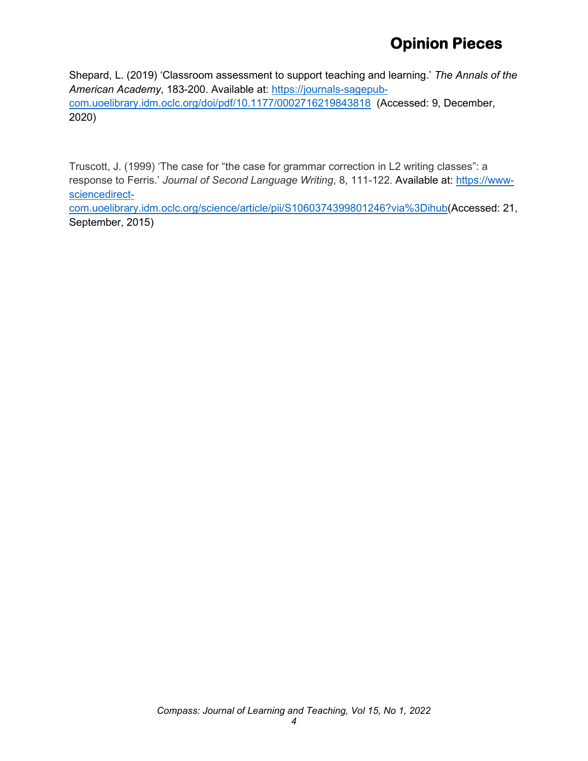Shepard, L. (2019) 'Classroom assessment to support teaching and learning.' *The Annals of the American Academy*, 183-200. Available at: [https://journals-sagepub-com.uoelibrary.idm.oclc.org/doi/pdf/10.1177/0002716219843818](https://journals-sagepub-com.uoelibrary.idm.oclc.org/doi/pdf/10.1177/0002716219843818) (Accessed: 9, December, 2020)

Truscott, J. (1999) 'The case for "the case for grammar correction in L2 writing classes": a response to Ferris.' *Journal of Second Language Writing*, 8, 111-122. Available at: [https://www-sciencedirect-com.uoelibrary.idm.oclc.org/science/article/pii/S1060374399801246?via%3Dihub](https://www-sciencedirect-com.uoelibrary.idm.oclc.org/science/article/pii/S1060374399801246?via%3Dihub)(Accessed: 21, September, 2015)